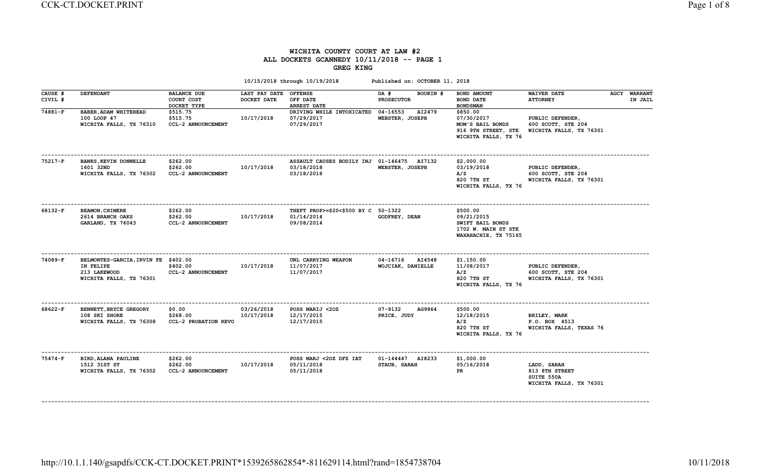# WICHITA COUNTY COURT AT LAW #2
## ALL DOCKETS GCANNEDY 10/11/2018 -- PAGE 1
## GREG KING

10/15/2018 through 10/19/2018     Published on: OCTOBER 11, 2018

| CAUSE # / CIVIL # | DEFENDANT | BALANCE DUE / COURT COST / DOCKET TYPE | LAST PAY DATE / DOCKET DATE | OFFENSE / OFF DATE / ARREST DATE | DA # / PROSECUTOR | BOOKIN # | BOND AMOUNT / BOND DATE / BONDSMAN | WAIVER DATE / ATTORNEY | AGCY | WARRANT / IN JAIL |
|---|---|---|---|---|---|---|---|---|---|---|
| 74881-F | BABER,ADAM WHITEHEAD<br>100 LOOP 47<br>WICHITA FALLS, TX 76310 | $515.75<br>$515.75<br>CCL-2 ANNOUNCEMENT | <br>10/17/2018 | DRIVING WHILE INTOXICATED<br>07/29/2017<br>07/29/2017 | 04-16553<br>WEBSTER, JOSEPH | AI2479 | $850.00<br>07/30/2017<br>MOM'S BAIL BONDS<br>916 9TH STREET, STE<br>WICHITA FALLS, TX 76 | <br>PUBLIC DEFENDER,<br>600 SCOTT, STE 204<br>WICHITA FALLS, TX 76301 | | |
| 75217-F | BANKS,KEVIN DONNELLE<br>1601 32ND<br>WICHITA FALLS, TX 76302 | $262.00<br>$262.00<br>CCL-2 ANNOUNCEMENT | <br>10/17/2018 | ASSAULT CAUSES BODILY INJ<br>03/18/2018<br>03/18/2018 | 01-146475<br>WEBSTER, JOSEPH | AI7132 | $2,000.00<br>03/19/2018<br>A/Z<br>820 7TH ST<br>WICHITA FALLS, TX 76 | <br>PUBLIC DEFENDER,<br>600 SCOTT, STE 204<br>WICHITA FALLS, TX 76301 | | |
| 68132-F | BEAMON,CHIMERE<br>2614 BRANCH OAKS<br>GARLAND, TX 76043 | $262.00<br>$262.00<br>CCL-2 ANNOUNCEMENT | <br>10/17/2018 | THEFT PROP>=$20<$500 BY C<br>01/14/2014<br>09/08/2014 | 50-1322<br>GODFREY, DEAN | | $500.00<br>09/21/2015<br>SWIFT BAIL BONDS<br>1702 W. MAIN ST STE<br>WAXAHACHIE, TX 75165 | | | |
| 74089-F | BELMONTES-GARCIA,IRVIN FE<br>IN FELIPE<br>213 LAKEWOOD<br>WICHITA FALLS, TX 76301 | $402.00<br>$402.00<br>CCL-2 ANNOUNCEMENT | <br>10/17/2018 | UNL CARRYING WEAPON<br>11/07/2017<br>11/07/2017 | 04-16716<br>WOJCIAK, DANIELLE | AI4548 | $1,150.00<br>11/08/2017<br>A/Z<br>820 7TH ST<br>WICHITA FALLS, TX 76 | <br>PUBLIC DEFENDER,<br>600 SCOTT, STE 204<br>WICHITA FALLS, TX 76301 | | |
| 68622-F | BENNETT,BRYCE GREGORY<br>108 SKI SHORE<br>WICHITA FALLS, TX 76308 | $0.00<br>$268.00<br>CCL-2 PROBATION REVO | 03/26/2018<br>10/17/2018 | POSS MARIJ <2OZ<br>12/17/2015<br>12/17/2015 | 07-9132<br>PRICE, JUDY | AG9864 | $500.00<br>12/18/2015<br>A/Z<br>820 7TH ST<br>WICHITA FALLS, TX 76 | <br>BRILEY, MARK<br>P.O. BOX 4513<br>WICHITA FALLS, TEXAS 76 | | |
| 75474-F | BIRD,ALANA PAULINE<br>1512 31ST ST<br>WICHITA FALLS, TX 76302 | $262.00<br>$262.00<br>CCL-2 ANNOUNCEMENT | <br>10/17/2018 | POSS MARJ <2OZ DFZ IAT<br>05/11/2018<br>05/11/2018 | 01-144447<br>STAUB, SARAH | AI8233 | $1,000.00<br>05/16/2018<br>PR | <br>LADD, SARAH<br>813 8TH STREET<br>SUITE 550A<br>WICHITA FALLS, TX 76301 | | |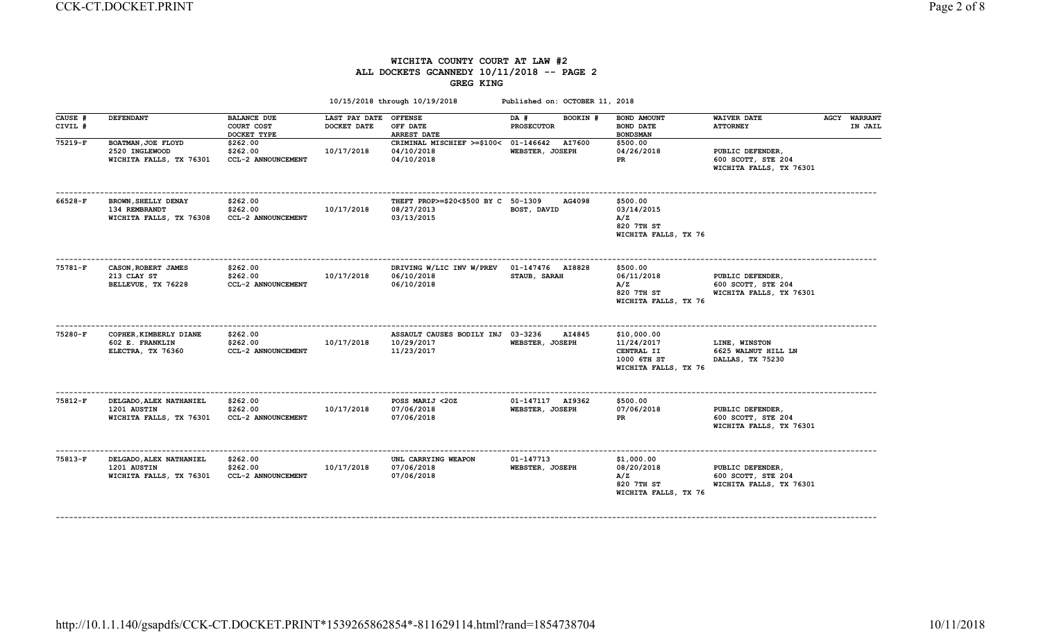# WICHITA COUNTY COURT AT LAW #2
## ALL DOCKETS GCANNEDY 10/11/2018 -- PAGE 2
## GREG KING

10/15/2018 through 10/19/2018 Published on: OCTOBER 11, 2018

| CAUSE # / CIVIL # | DEFENDANT | BALANCE DUE / COURT COST / DOCKET TYPE | LAST PAY DATE / DOCKET DATE | OFFENSE / OFF DATE / ARREST DATE | DA # / BOOKIN # / PROSECUTOR | BOND AMOUNT / BOND DATE / BONDSMAN | WAIVER DATE / ATTORNEY | AGCY | WARRANT / IN JAIL |
|---|---|---|---|---|---|---|---|---|---|
| 75219-F | BOATMAN,JOE FLOYD<br>2520 INGLEWOOD<br>WICHITA FALLS, TX 76301 | $262.00<br>$262.00<br>CCL-2 ANNOUNCEMENT | <br>10/17/2018 | CRIMINAL MISCHIEF >=$100<<br>04/10/2018<br>04/10/2018 | 01-146642 AI7600<br>WEBSTER, JOSEPH | $500.00<br>04/26/2018<br>PR | PUBLIC DEFENDER,<br>600 SCOTT, STE 204<br>WICHITA FALLS, TX 76301 | | |
| 66528-F | BROWN,SHELLY DENAY<br>134 REMBRANDT<br>WICHITA FALLS, TX 76308 | $262.00<br>$262.00<br>CCL-2 ANNOUNCEMENT | <br>10/17/2018 | THEFT PROP>=$20<$500 BY C<br>08/27/2013<br>03/13/2015 | 50-1309 AG4098<br>BOST, DAVID | $500.00<br>03/14/2015<br>A/Z<br>820 7TH ST<br>WICHITA FALLS, TX 76 | | | |
| 75781-F | CASON,ROBERT JAMES<br>213 CLAY ST<br>BELLEVUE, TX 76228 | $262.00<br>$262.00<br>CCL-2 ANNOUNCEMENT | <br>10/17/2018 | DRIVING W/LIC INV W/PREV<br>06/10/2018<br>06/10/2018 | 01-147476 AI8828<br>STAUB, SARAH | $500.00<br>06/11/2018<br>A/Z<br>820 7TH ST<br>WICHITA FALLS, TX 76 | PUBLIC DEFENDER,<br>600 SCOTT, STE 204<br>WICHITA FALLS, TX 76301 | | |
| 75280-F | COPHER,KIMBERLY DIANE<br>602 E. FRANKLIN<br>ELECTRA, TX 76360 | $262.00<br>$262.00<br>CCL-2 ANNOUNCEMENT | <br>10/17/2018 | ASSAULT CAUSES BODILY INJ<br>10/29/2017<br>11/23/2017 | 03-3236 AI4845<br>WEBSTER, JOSEPH | $10,000.00<br>11/24/2017<br>CENTRAL II<br>1000 6TH ST<br>WICHITA FALLS, TX 76 | LINE, WINSTON<br>6625 WALNUT HILL LN<br>DALLAS, TX 75230 | | |
| 75812-F | DELGADO,ALEX NATHANIEL<br>1201 AUSTIN<br>WICHITA FALLS, TX 76301 | $262.00<br>$262.00<br>CCL-2 ANNOUNCEMENT | <br>10/17/2018 | POSS MARIJ <2OZ<br>07/06/2018<br>07/06/2018 | 01-147117 AI9362<br>WEBSTER, JOSEPH | $500.00<br>07/06/2018<br>PR | PUBLIC DEFENDER,<br>600 SCOTT, STE 204<br>WICHITA FALLS, TX 76301 | | |
| 75813-F | DELGADO,ALEX NATHANIEL<br>1201 AUSTIN<br>WICHITA FALLS, TX 76301 | $262.00<br>$262.00<br>CCL-2 ANNOUNCEMENT | <br>10/17/2018 | UNL CARRYING WEAPON<br>07/06/2018<br>07/06/2018 | 01-147713<br>WEBSTER, JOSEPH | $1,000.00<br>08/20/2018<br>A/Z<br>820 7TH ST<br>WICHITA FALLS, TX 76 | PUBLIC DEFENDER,<br>600 SCOTT, STE 204<br>WICHITA FALLS, TX 76301 | | |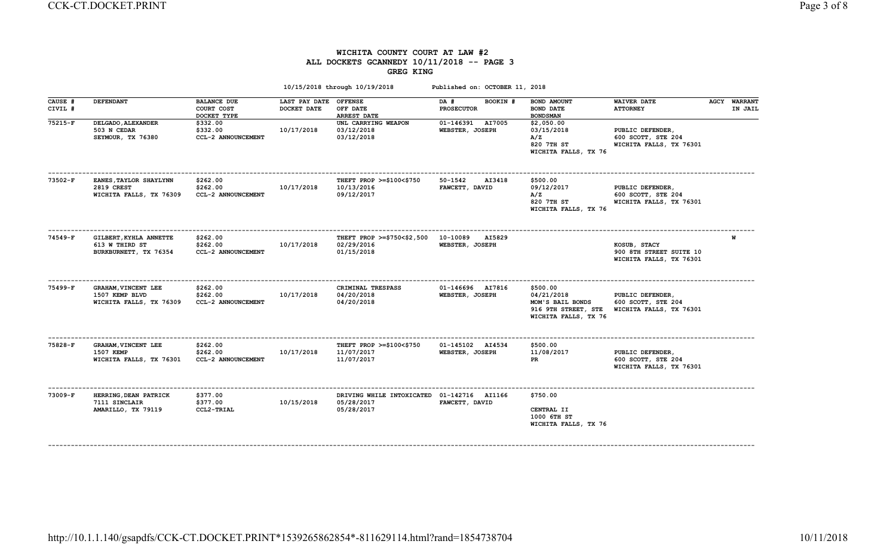# WICHITA COUNTY COURT AT LAW #2
## ALL DOCKETS GCANNEDY 10/11/2018 -- PAGE 3
### GREG KING

10/15/2018 through 10/19/2018 Published on: OCTOBER 11, 2018

| CAUSE # / CIVIL # | DEFENDANT | BALANCE DUE / COURT COST / DOCKET TYPE | LAST PAY DATE / DOCKET DATE | OFFENSE / OFF DATE / ARREST DATE | DA # / BOOKIN # / PROSECUTOR | BOND AMOUNT / BOND DATE / BONDSMAN | WAIVER DATE / ATTORNEY | AGCY | WARRANT / IN JAIL |
|---|---|---|---|---|---|---|---|---|---|
| 75215-F | DELGADO,ALEXANDER<br>503 N CEDAR<br>SEYMOUR, TX 76380 | $332.00<br>$332.00<br>CCL-2 ANNOUNCEMENT | 10/17/2018 | UNL CARRYING WEAPON<br>03/12/2018<br>03/12/2018 | 01-146391 AI7005<br>WEBSTER, JOSEPH | $2,050.00<br>03/15/2018<br>A/Z<br>820 7TH ST<br>WICHITA FALLS, TX 76 | PUBLIC DEFENDER,<br>600 SCOTT, STE 204<br>WICHITA FALLS, TX 76301 | | |
| 73502-F | EANES,TAYLOR SHAYLYNN<br>2819 CREST<br>WICHITA FALLS, TX 76309 | $262.00<br>$262.00<br>CCL-2 ANNOUNCEMENT | 10/17/2018 | THEFT PROP >=$100<$750<br>10/13/2016<br>09/12/2017 | 50-1542 AI3418<br>FAWCETT, DAVID | $500.00<br>09/12/2017<br>A/Z<br>820 7TH ST<br>WICHITA FALLS, TX 76 | PUBLIC DEFENDER,<br>600 SCOTT, STE 204<br>WICHITA FALLS, TX 76301 | | |
| 74549-F | GILBERT,KYHLA ANNETTE<br>613 W THIRD ST<br>BURKBURNETT, TX 76354 | $262.00<br>$262.00<br>CCL-2 ANNOUNCEMENT | 10/17/2018 | THEFT PROP >=$750<$2,500<br>02/29/2016<br>01/15/2018 | 10-10089 AI5829<br>WEBSTER, JOSEPH | | KOSUB, STACY<br>900 8TH STREET SUITE 10<br>WICHITA FALLS, TX 76301 | | W |
| 75499-F | GRAHAM,VINCENT LEE<br>1507 KEMP BLVD<br>WICHITA FALLS, TX 76309 | $262.00<br>$262.00<br>CCL-2 ANNOUNCEMENT | 10/17/2018 | CRIMINAL TRESPASS<br>04/20/2018<br>04/20/2018 | 01-146696 AI7816<br>WEBSTER, JOSEPH | $500.00<br>04/21/2018<br>MOM'S BAIL BONDS<br>916 9TH STREET, STE<br>WICHITA FALLS, TX 76 | PUBLIC DEFENDER,<br>600 SCOTT, STE 204<br>WICHITA FALLS, TX 76301 | | |
| 75828-F | GRAHAM,VINCENT LEE<br>1507 KEMP<br>WICHITA FALLS, TX 76301 | $262.00<br>$262.00<br>CCL-2 ANNOUNCEMENT | 10/17/2018 | THEFT PROP >=$100<$750<br>11/07/2017<br>11/07/2017 | 01-145102 AI4534<br>WEBSTER, JOSEPH | $500.00<br>11/08/2017<br>PR | PUBLIC DEFENDER,<br>600 SCOTT, STE 204<br>WICHITA FALLS, TX 76301 | | |
| 73009-F | HERRING,DEAN PATRICK<br>7111 SINCLAIR<br>AMARILLO, TX 79119 | $377.00<br>$377.00<br>CCL2-TRIAL | 10/15/2018 | DRIVING WHILE INTOXICATED<br>05/28/2017<br>05/28/2017 | 01-142716 AI1166<br>FAWCETT, DAVID | $750.00<br><br>CENTRAL II<br>1000 6TH ST<br>WICHITA FALLS, TX 76 | | | |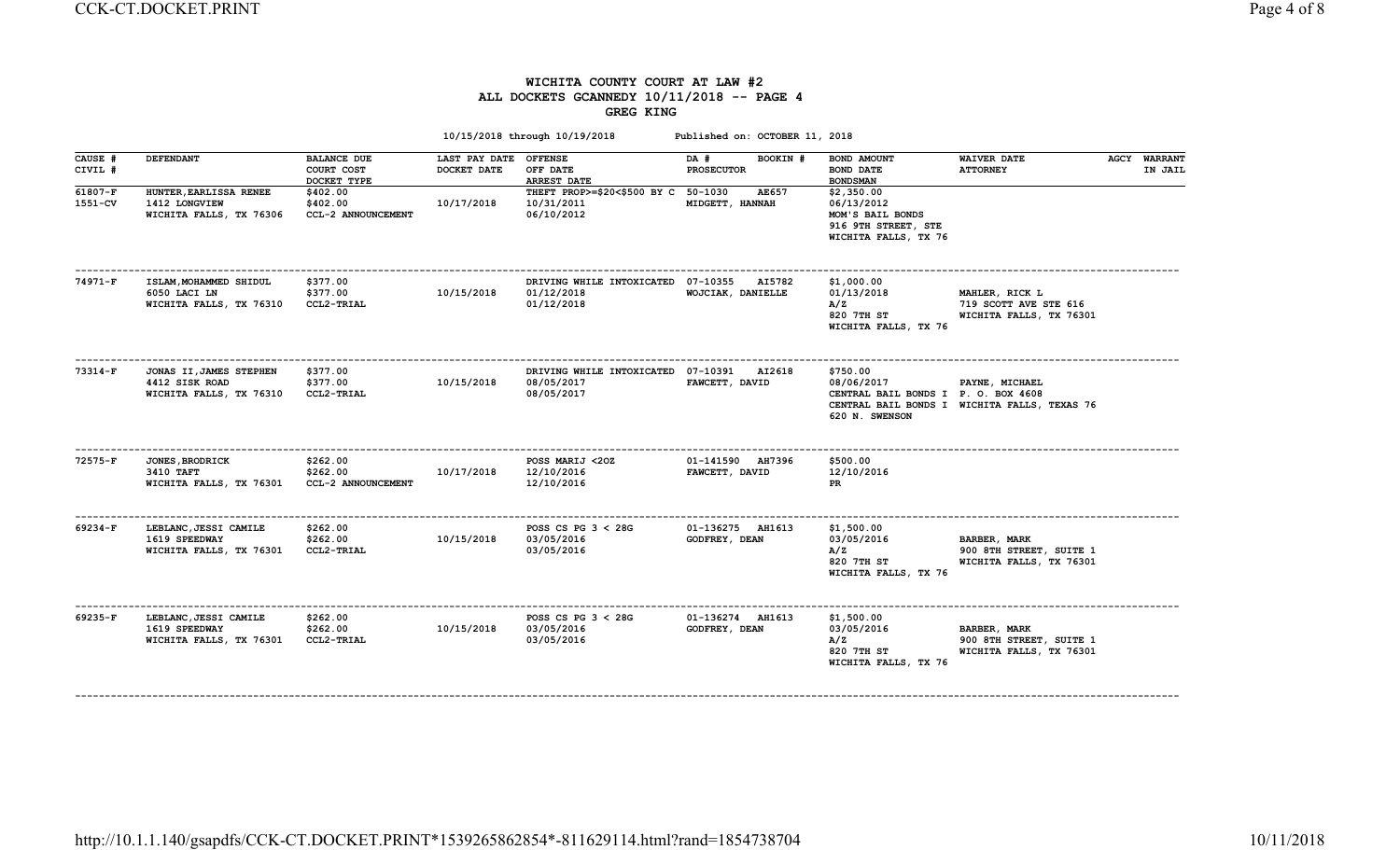# WICHITA COUNTY COURT AT LAW #2
## ALL DOCKETS GCANNEDY 10/11/2018 -- PAGE 4
### GREG KING

10/15/2018 through 10/19/2018 Published on: OCTOBER 11, 2018

| CAUSE # / CIVIL # | DEFENDANT | BALANCE DUE / COURT COST / DOCKET TYPE | LAST PAY DATE / DOCKET DATE | OFFENSE / OFF DATE / ARREST DATE | DA # / BOOKIN # / PROSECUTOR | BOND AMOUNT / BOND DATE / BONDSMAN | WAIVER DATE / ATTORNEY | AGCY | WARRANT / IN JAIL |
|---|---|---|---|---|---|---|---|---|---|
| 61807-F 1551-CV | HUNTER,EARLISSA RENEE 1412 LONGVIEW WICHITA FALLS, TX 76306 | $402.00 $402.00 CCL-2 ANNOUNCEMENT | 10/17/2018 | THEFT PROP>=$20<$500 BY C 10/31/2011 06/10/2012 | 50-1030 AE657 MIDGETT, HANNAH | $2,350.00 06/13/2012 MOM'S BAIL BONDS 916 9TH STREET, STE WICHITA FALLS, TX 76 | | | |
| 74971-F | ISLAM,MOHAMMED SHIDUL 6050 LACI LN WICHITA FALLS, TX 76310 | $377.00 $377.00 CCL2-TRIAL | 10/15/2018 | DRIVING WHILE INTOXICATED 01/12/2018 01/12/2018 | 07-10355 AI5782 WOJCIAK, DANIELLE | $1,000.00 01/13/2018 A/Z 820 7TH ST WICHITA FALLS, TX 76 | MAHLER, RICK L 719 SCOTT AVE STE 616 WICHITA FALLS, TX 76301 | | |
| 73314-F | JONAS II,JAMES STEPHEN 4412 SISK ROAD WICHITA FALLS, TX 76310 | $377.00 $377.00 CCL2-TRIAL | 10/15/2018 | DRIVING WHILE INTOXICATED 08/05/2017 08/05/2017 | 07-10391 AI2618 FAWCETT, DAVID | $750.00 08/06/2017 CENTRAL BAIL BONDS I CENTRAL BAIL BONDS I 620 N. SWENSON | PAYNE, MICHAEL P. O. BOX 4608 WICHITA FALLS, TEXAS 76 | | |
| 72575-F | JONES,BRODRICK 3410 TAFT WICHITA FALLS, TX 76301 | $262.00 $262.00 CCL-2 ANNOUNCEMENT | 10/17/2018 | POSS MARIJ <2OZ 12/10/2016 12/10/2016 | 01-141590 AH7396 FAWCETT, DAVID | $500.00 12/10/2016 PR | | | |
| 69234-F | LEBLANC,JESSI CAMILE 1619 SPEEDWAY WICHITA FALLS, TX 76301 | $262.00 $262.00 CCL2-TRIAL | 10/15/2018 | POSS CS PG 3 < 28G 03/05/2016 03/05/2016 | 01-136275 AH1613 GODFREY, DEAN | $1,500.00 03/05/2016 A/Z 820 7TH ST WICHITA FALLS, TX 76 | BARBER, MARK 900 8TH STREET, SUITE 1 WICHITA FALLS, TX 76301 | | |
| 69235-F | LEBLANC,JESSI CAMILE 1619 SPEEDWAY WICHITA FALLS, TX 76301 | $262.00 $262.00 CCL2-TRIAL | 10/15/2018 | POSS CS PG 3 < 28G 03/05/2016 03/05/2016 | 01-136274 AH1613 GODFREY, DEAN | $1,500.00 03/05/2016 A/Z 820 7TH ST WICHITA FALLS, TX 76 | BARBER, MARK 900 8TH STREET, SUITE 1 WICHITA FALLS, TX 76301 | | |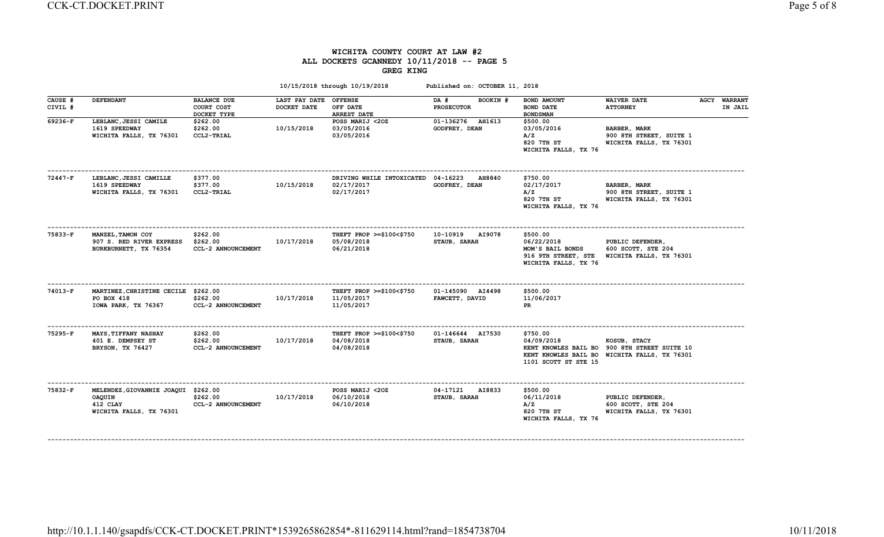# WICHITA COUNTY COURT AT LAW #2
## ALL DOCKETS GCANNEDY 10/11/2018 -- PAGE 5
## GREG KING

10/15/2018 through 10/19/2018 Published on: OCTOBER 11, 2018

| CAUSE # / CIVIL # | DEFENDANT | BALANCE DUE / COURT COST / DOCKET TYPE | LAST PAY DATE / DOCKET DATE | OFFENSE / OFF DATE / ARREST DATE | DA # BOOKIN # / PROSECUTOR | BOND AMOUNT / BOND DATE / BONDSMAN | WAIVER DATE / ATTORNEY | AGCY | WARRANT IN JAIL |
|---|---|---|---|---|---|---|---|---|---|
| 69236-F | LEBLANC,JESSI CAMILE<br>1619 SPEEDWAY<br>WICHITA FALLS, TX 76301 | $262.00<br>$262.00<br>CCL2-TRIAL | <br>10/15/2018 | POSS MARIJ <2OZ<br>03/05/2016<br>03/05/2016 | 01-136276 AH1613<br>GODFREY, DEAN | $500.00<br>03/05/2016<br>A/Z<br>820 7TH ST<br>WICHITA FALLS, TX 76 | <br>BARBER, MARK<br>900 8TH STREET, SUITE 1<br>WICHITA FALLS, TX 76301 | | |
| 72447-F | LEBLANC,JESSI CAMILLE<br>1619 SPEEDWAY<br>WICHITA FALLS, TX 76301 | $377.00<br>$377.00<br>CCL2-TRIAL | <br>10/15/2018 | DRIVING WHILE INTOXICATED<br>02/17/2017<br>02/17/2017 | 04-16223 AH8840<br>GODFREY, DEAN | $750.00<br>02/17/2017<br>A/Z<br>820 7TH ST<br>WICHITA FALLS, TX 76 | <br>BARBER, MARK<br>900 8TH STREET, SUITE 1<br>WICHITA FALLS, TX 76301 | | |
| 75833-F | MANZEL,TAMON COY<br>907 S. RED RIVER EXPRESS<br>BURKBURNETT, TX 76354 | $262.00<br>$262.00<br>CCL-2 ANNOUNCEMENT | <br>10/17/2018 | THEFT PROP >=$100<$750<br>05/08/2018<br>06/21/2018 | 10-10919 AI9078<br>STAUB, SARAH | $500.00<br>06/22/2018<br>MOM'S BAIL BONDS<br>916 9TH STREET, STE<br>WICHITA FALLS, TX 76 | <br>PUBLIC DEFENDER,<br>600 SCOTT, STE 204<br>WICHITA FALLS, TX 76301 | | |
| 74013-F | MARTINEZ,CHRISTINE CECILE<br>PO BOX 418<br>IOWA PARK, TX 76367 | $262.00<br>$262.00<br>CCL-2 ANNOUNCEMENT | <br>10/17/2018 | THEFT PROP >=$100<$750<br>11/05/2017<br>11/05/2017 | 01-145090 AI4498<br>FAWCETT, DAVID | $500.00<br>11/06/2017<br>PR | | | |
| 75295-F | MAYS,TIFFANY NASHAY<br>401 E. DEMPSEY ST<br>BRYSON, TX 76427 | $262.00<br>$262.00<br>CCL-2 ANNOUNCEMENT | <br>10/17/2018 | THEFT PROP >=$100<$750<br>04/08/2018<br>04/08/2018 | 01-146644 AI7530<br>STAUB, SARAH | $750.00<br>04/09/2018<br>KENT KNOWLES BAIL BO<br>KENT KNOWLES BAIL BO<br>1101 SCOTT ST STE 15 | <br>KOSUB, STACY<br>900 8TH STREET SUITE 10<br>WICHITA FALLS, TX 76301 | | |
| 75832-F | MELENDEZ,GIOVANNIE JOAQUI OAQUIN<br>412 CLAY<br>WICHITA FALLS, TX 76301 | $262.00<br>$262.00<br>CCL-2 ANNOUNCEMENT | <br>10/17/2018 | POSS MARIJ <2OZ<br>06/10/2018<br>06/10/2018 | 04-17121 AI8833<br>STAUB, SARAH | $500.00<br>06/11/2018<br>A/Z<br>820 7TH ST<br>WICHITA FALLS, TX 76 | <br>PUBLIC DEFENDER,<br>600 SCOTT, STE 204<br>WICHITA FALLS, TX 76301 | | |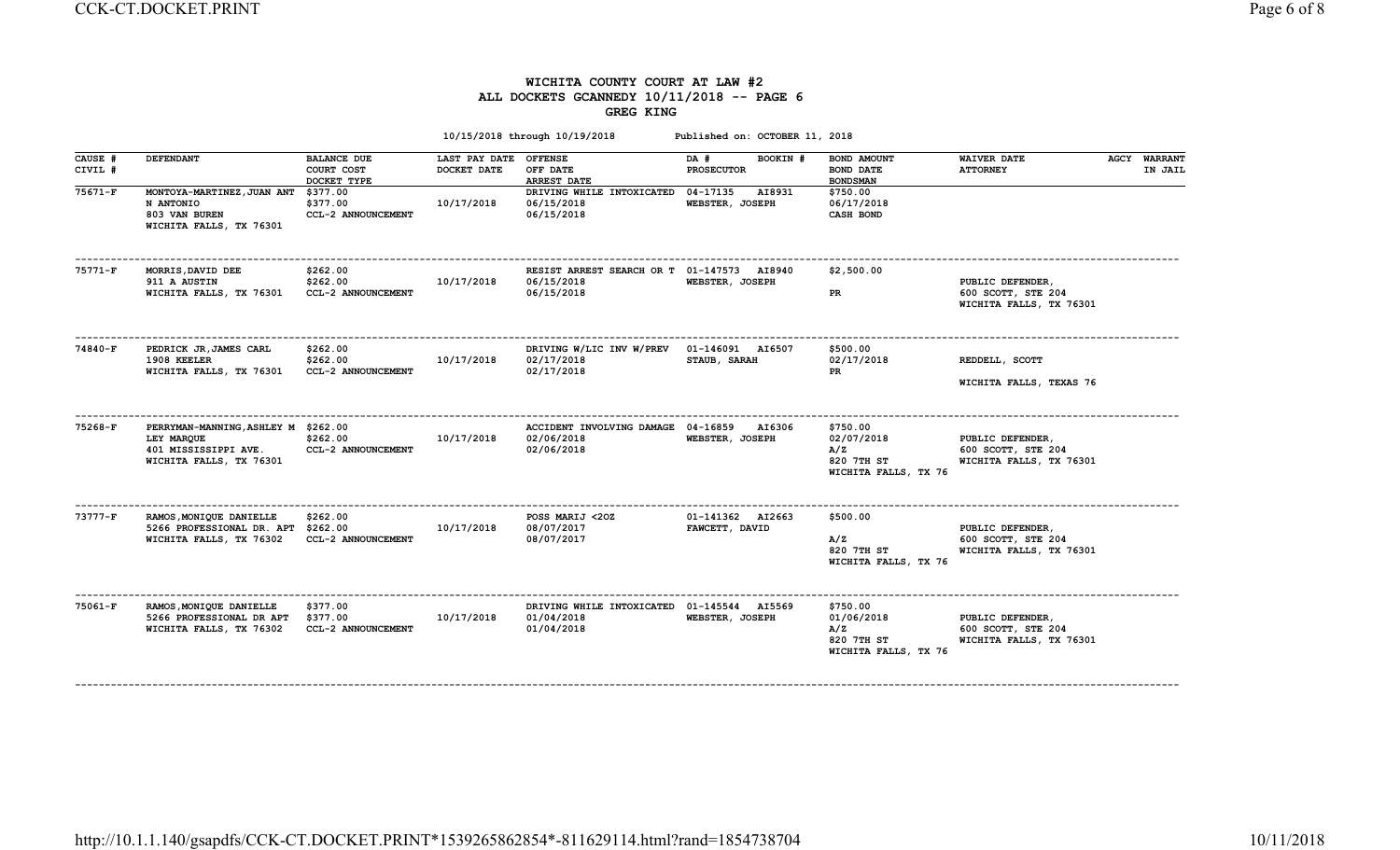# WICHITA COUNTY COURT AT LAW #2
## ALL DOCKETS GCANNEDY 10/11/2018 -- PAGE 6
## GREG KING

10/15/2018 through 10/19/2018 Published on: OCTOBER 11, 2018

| CAUSE # / CIVIL # | DEFENDANT | BALANCE DUE / COURT COST / DOCKET TYPE | LAST PAY DATE / DOCKET DATE | OFFENSE / OFF DATE / ARREST DATE | DA # / BOOKIN # / PROSECUTOR | BOND AMOUNT / BOND DATE / BONDSMAN | WAIVER DATE / ATTORNEY | AGCY | WARRANT / IN JAIL |
|---|---|---|---|---|---|---|---|---|---|
| 75671-F | MONTOYA-MARTINEZ,JUAN ANT N ANTONIO 803 VAN BUREN WICHITA FALLS, TX 76301 | $377.00 $377.00 CCL-2 ANNOUNCEMENT | 10/17/2018 | DRIVING WHILE INTOXICATED 06/15/2018 06/15/2018 | 04-17135 AI8931 WEBSTER, JOSEPH | $750.00 06/17/2018 CASH BOND | | | |
| 75771-F | MORRIS,DAVID DEE 911 A AUSTIN WICHITA FALLS, TX 76301 | $262.00 $262.00 CCL-2 ANNOUNCEMENT | 10/17/2018 | RESIST ARREST SEARCH OR T 06/15/2018 06/15/2018 | 01-147573 AI8940 WEBSTER, JOSEPH | $2,500.00 PR | PUBLIC DEFENDER, 600 SCOTT, STE 204 WICHITA FALLS, TX 76301 | | |
| 74840-F | PEDRICK JR,JAMES CARL 1908 KEELER WICHITA FALLS, TX 76301 | $262.00 $262.00 CCL-2 ANNOUNCEMENT | 10/17/2018 | DRIVING W/LIC INV W/PREV 02/17/2018 02/17/2018 | 01-146091 AI6507 STAUB, SARAH | $500.00 02/17/2018 PR | REDDELL, SCOTT WICHITA FALLS, TEXAS 76 | | |
| 75268-F | PERRYMAN-MANNING,ASHLEY M LEY MARQUE 401 MISSISSIPPI AVE. WICHITA FALLS, TX 76301 | $262.00 $262.00 CCL-2 ANNOUNCEMENT | 10/17/2018 | ACCIDENT INVOLVING DAMAGE 02/06/2018 02/06/2018 | 04-16859 AI6306 WEBSTER, JOSEPH | $750.00 02/07/2018 A/Z 820 7TH ST WICHITA FALLS, TX 76 | PUBLIC DEFENDER, 600 SCOTT, STE 204 WICHITA FALLS, TX 76301 | | |
| 73777-F | RAMOS,MONIQUE DANIELLE 5266 PROFESSIONAL DR. APT WICHITA FALLS, TX 76302 | $262.00 $262.00 CCL-2 ANNOUNCEMENT | 10/17/2018 | POSS MARIJ <2OZ 08/07/2017 08/07/2017 | 01-141362 AI2663 FAWCETT, DAVID | $500.00 A/Z 820 7TH ST WICHITA FALLS, TX 76 | PUBLIC DEFENDER, 600 SCOTT, STE 204 WICHITA FALLS, TX 76301 | | |
| 75061-F | RAMOS,MONIQUE DANIELLE 5266 PROFESSIONAL DR APT WICHITA FALLS, TX 76302 | $377.00 $377.00 CCL-2 ANNOUNCEMENT | 10/17/2018 | DRIVING WHILE INTOXICATED 01/04/2018 01/04/2018 | 01-145544 AI5569 WEBSTER, JOSEPH | $750.00 01/06/2018 A/Z 820 7TH ST WICHITA FALLS, TX 76 | PUBLIC DEFENDER, 600 SCOTT, STE 204 WICHITA FALLS, TX 76301 | | |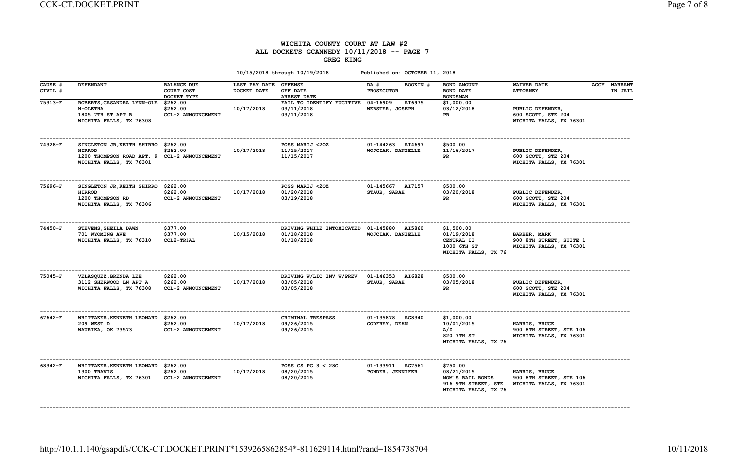# WICHITA COUNTY COURT AT LAW #2
## ALL DOCKETS GCANNEDY 10/11/2018 -- PAGE 7
## GREG KING

10/15/2018 through 10/19/2018 Published on: OCTOBER 11, 2018

| CAUSE # / CIVIL # | DEFENDANT | BALANCE DUE / COURT COST / DOCKET TYPE | LAST PAY DATE / DOCKET DATE | OFFENSE / OFF DATE / ARREST DATE | DA # / BOOKIN # / PROSECUTOR | BOND AMOUNT / BOND DATE / BONDSMAN | WAIVER DATE / ATTORNEY | AGCY | WARRANT IN JAIL |
|---|---|---|---|---|---|---|---|---|---|
| 75313-F | ROBERTS,CASANDRA LYNN-OLE N-OLETHA 1805 7TH ST APT B WICHITA FALLS, TX 76308 | $262.00 $262.00 CCL-2 ANNOUNCEMENT | 10/17/2018 | FAIL TO IDENTIFY FUGITIVE 03/11/2018 03/11/2018 | 04-16909 AI6975 WEBSTER, JOSEPH | $1,000.00 03/12/2018 PR | PUBLIC DEFENDER, 600 SCOTT, STE 204 WICHITA FALLS, TX 76301 | | |
| 74328-F | SINGLETON JR,KEITH SHIRRO HIRROD 1200 THOMPSON ROAD APT. 9 WICHITA FALLS, TX 76301 | $262.00 $262.00 CCL-2 ANNOUNCEMENT | 10/17/2018 | POSS MARIJ <2OZ 11/15/2017 11/15/2017 | 01-144263 AI4697 WOJCIAK, DANIELLE | $500.00 11/16/2017 PR | PUBLIC DEFENDER, 600 SCOTT, STE 204 WICHITA FALLS, TX 76301 | | |
| 75696-F | SINGLETON JR,KEITH SHIRRO HIRROD 1200 THOMPSON RD WICHITA FALLS, TX 76306 | $262.00 $262.00 CCL-2 ANNOUNCEMENT | 10/17/2018 | POSS MARIJ <2OZ 01/20/2018 03/19/2018 | 01-145667 AI7157 STAUB, SARAH | $500.00 03/20/2018 PR | PUBLIC DEFENDER, 600 SCOTT, STE 204 WICHITA FALLS, TX 76301 | | |
| 74450-F | STEVENS,SHEILA DAWN 701 WYOMING AVE WICHITA FALLS, TX 76310 | $377.00 $377.00 CCL2-TRIAL | 10/15/2018 | DRIVING WHILE INTOXICATED 01/18/2018 01/18/2018 | 01-145880 AI5860 WOJCIAK, DANIELLE | $1,500.00 01/19/2018 CENTRAL II 1000 6TH ST WICHITA FALLS, TX 76 | BARBER, MARK 900 8TH STREET, SUITE 1 WICHITA FALLS, TX 76301 | | |
| 75045-F | VELASQUEZ,BRENDA LEE 3112 SHERWOOD LN APT A WICHITA FALLS, TX 76308 | $262.00 $262.00 CCL-2 ANNOUNCEMENT | 10/17/2018 | DRIVING W/LIC INV W/PREV 03/05/2018 03/05/2018 | 01-146353 AI6828 STAUB, SARAH | $500.00 03/05/2018 PR | PUBLIC DEFENDER, 600 SCOTT, STE 204 WICHITA FALLS, TX 76301 | | |
| 67642-F | WHITTAKER,KENNETH LEONARD 209 WEST D WAURIKA, OK 73573 | $262.00 $262.00 CCL-2 ANNOUNCEMENT | 10/17/2018 | CRIMINAL TRESPASS 09/26/2015 09/26/2015 | 01-135878 AG8340 GODFREY, DEAN | $1,000.00 10/01/2015 A/Z 820 7TH ST WICHITA FALLS, TX 76 | HARRIS, BRUCE 900 8TH STREET, STE 106 WICHITA FALLS, TX 76301 | | |
| 68342-F | WHITTAKER,KENNETH LEONARD 1300 TRAVIS WICHITA FALLS, TX 76301 | $262.00 $262.00 CCL-2 ANNOUNCEMENT | 10/17/2018 | POSS CS PG 3 < 28G 08/20/2015 08/20/2015 | 01-133911 AG7561 PONDER, JENNIFER | $750.00 08/21/2015 MOM'S BAIL BONDS 916 9TH STREET, STE WICHITA FALLS, TX 76 | HARRIS, BRUCE 900 8TH STREET, STE 106 WICHITA FALLS, TX 76301 | | |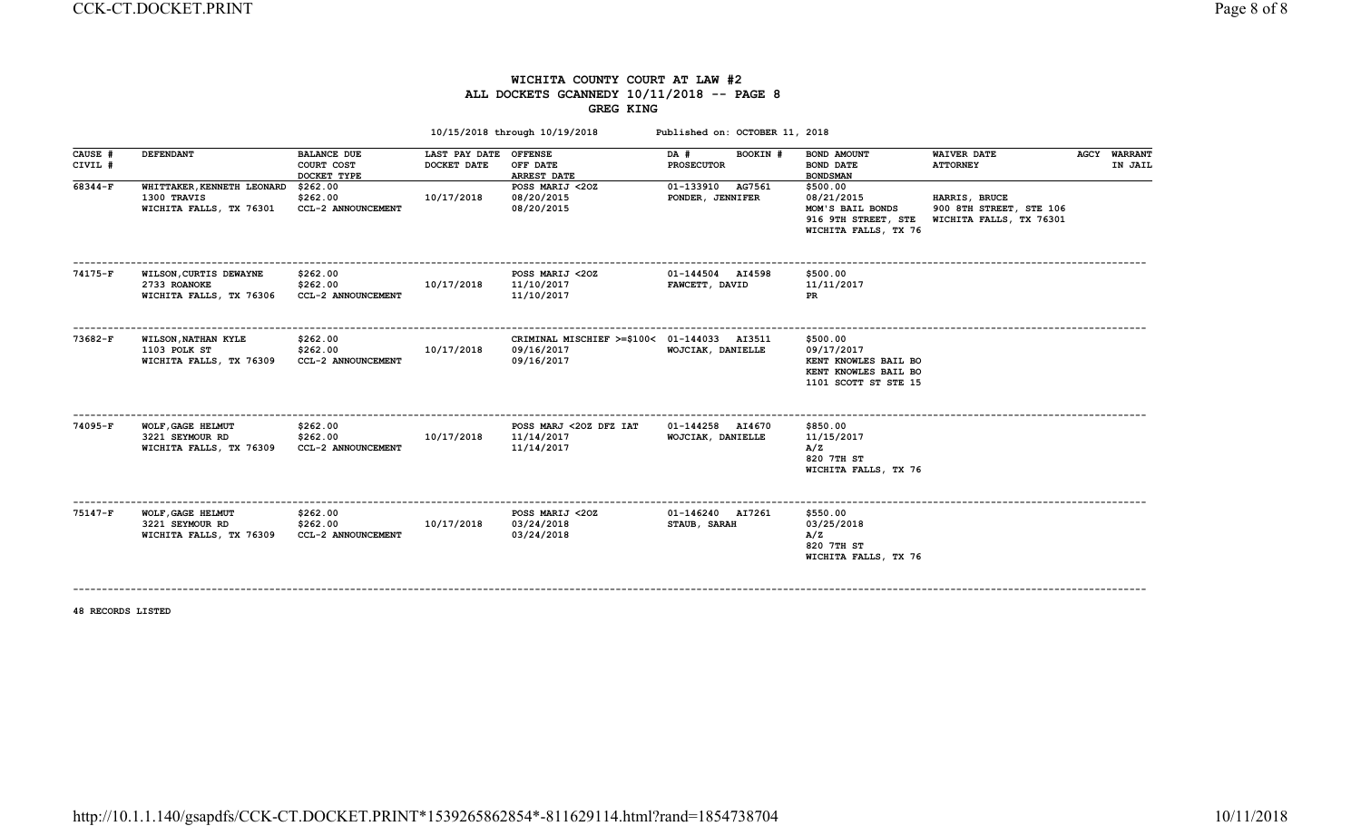# WICHITA COUNTY COURT AT LAW #2
## ALL DOCKETS GCANNEDY 10/11/2018 -- PAGE 8
## GREG KING

10/15/2018 through 10/19/2018 Published on: OCTOBER 11, 2018

| CAUSE # CIVIL # | DEFENDANT | BALANCE DUE COURT COST DOCKET TYPE | LAST PAY DATE DOCKET DATE | OFFENSE OFF DATE ARREST DATE | DA # BOOKIN # PROSECUTOR | BOND AMOUNT BOND DATE BONDSMAN | WAIVER DATE ATTORNEY | AGCY | WARRANT IN JAIL |
|---|---|---|---|---|---|---|---|---|---|
| 68344-F | WHITTAKER,KENNETH LEONARD 1300 TRAVIS WICHITA FALLS, TX 76301 | $262.00 $262.00 CCL-2 ANNOUNCEMENT | 10/17/2018 | POSS MARIJ <2OZ 08/20/2015 08/20/2015 | 01-133910 AG7561 PONDER, JENNIFER | $500.00 08/21/2015 MOM'S BAIL BONDS 916 9TH STREET, STE WICHITA FALLS, TX 76 | HARRIS, BRUCE 900 8TH STREET, STE 106 WICHITA FALLS, TX 76301 | | |
| 74175-F | WILSON,CURTIS DEWAYNE 2733 ROANOKE WICHITA FALLS, TX 76306 | $262.00 $262.00 CCL-2 ANNOUNCEMENT | 10/17/2018 | POSS MARIJ <2OZ 11/10/2017 11/10/2017 | 01-144504 AI4598 FAWCETT, DAVID | $500.00 11/11/2017 PR | | | |
| 73682-F | WILSON,NATHAN KYLE 1103 POLK ST WICHITA FALLS, TX 76309 | $262.00 $262.00 CCL-2 ANNOUNCEMENT | 10/17/2018 | CRIMINAL MISCHIEF >=$100< 09/16/2017 09/16/2017 | 01-144033 AI3511 WOJCIAK, DANIELLE | $500.00 09/17/2017 KENT KNOWLES BAIL BO KENT KNOWLES BAIL BO 1101 SCOTT ST STE 15 | | | |
| 74095-F | WOLF,GAGE HELMUT 3221 SEYMOUR RD WICHITA FALLS, TX 76309 | $262.00 $262.00 CCL-2 ANNOUNCEMENT | 10/17/2018 | POSS MARJ <2OZ DFZ IAT 11/14/2017 11/14/2017 | 01-144258 AI4670 WOJCIAK, DANIELLE | $850.00 11/15/2017 A/Z 820 7TH ST WICHITA FALLS, TX 76 | | | |
| 75147-F | WOLF,GAGE HELMUT 3221 SEYMOUR RD WICHITA FALLS, TX 76309 | $262.00 $262.00 CCL-2 ANNOUNCEMENT | 10/17/2018 | POSS MARIJ <2OZ 03/24/2018 03/24/2018 | 01-146240 AI7261 STAUB, SARAH | $550.00 03/25/2018 A/Z 820 7TH ST WICHITA FALLS, TX 76 | | | |

48 RECORDS LISTED